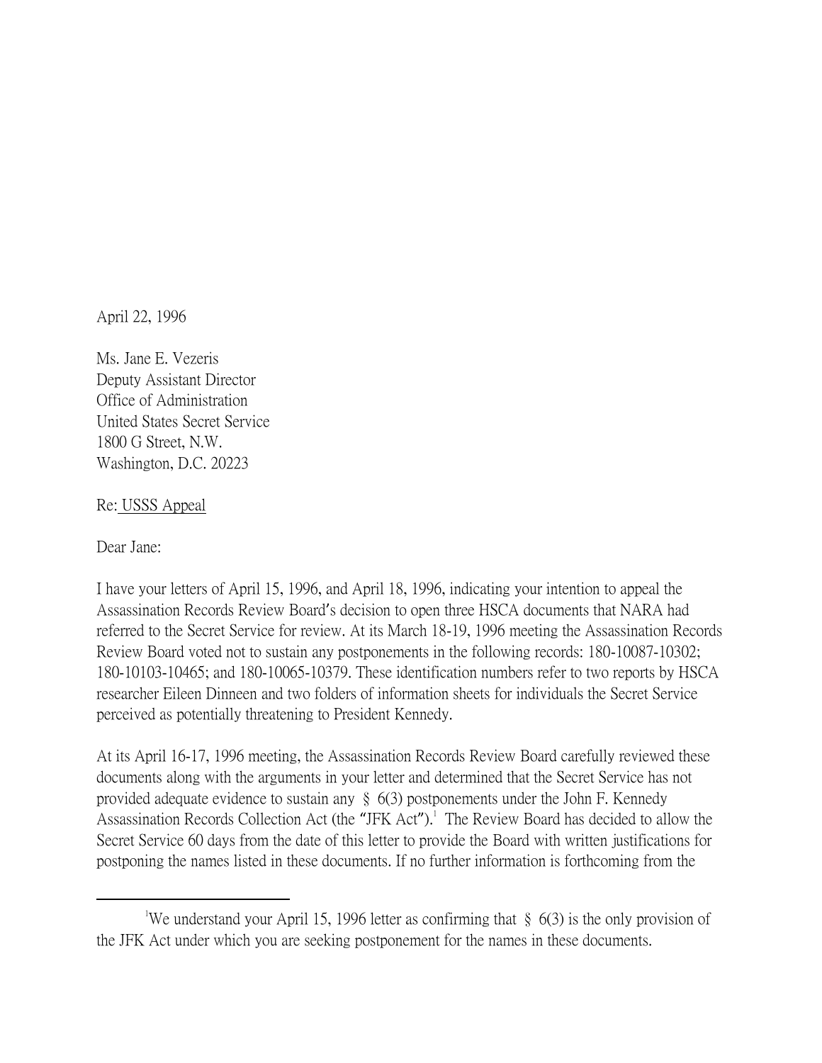April 22, 1996

Ms. Jane E. Vezeris
Deputy Assistant Director
Office of Administration
United States Secret Service
1800 G Street, N.W.
Washington, D.C. 20223

Re: USSS Appeal

Dear Jane:

I have your letters of April 15, 1996, and April 18, 1996, indicating your intention to appeal the Assassination Records Review Board's decision to open three HSCA documents that NARA had referred to the Secret Service for review. At its March 18-19, 1996 meeting the Assassination Records Review Board voted not to sustain any postponements in the following records: 180-10087-10302; 180-10103-10465; and 180-10065-10379. These identification numbers refer to two reports by HSCA researcher Eileen Dinneen and two folders of information sheets for individuals the Secret Service perceived as potentially threatening to President Kennedy.

At its April 16-17, 1996 meeting, the Assassination Records Review Board carefully reviewed these documents along with the arguments in your letter and determined that the Secret Service has not provided adequate evidence to sustain any § 6(3) postponements under the John F. Kennedy Assassination Records Collection Act (the "JFK Act").[1] The Review Board has decided to allow the Secret Service 60 days from the date of this letter to provide the Board with written justifications for postponing the names listed in these documents. If no further information is forthcoming from the

[1] We understand your April 15, 1996 letter as confirming that § 6(3) is the only provision of the JFK Act under which you are seeking postponement for the names in these documents.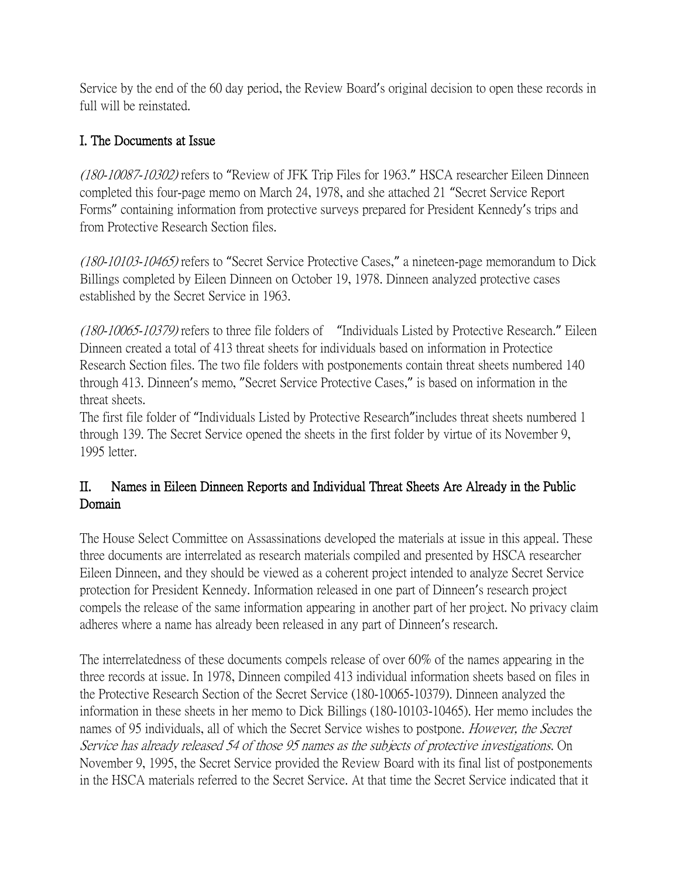Service by the end of the 60 day period, the Review Board's original decision to open these records in full will be reinstated.

## I. The Documents at Issue

*(180-10087-10302)* refers to "Review of JFK Trip Files for 1963." HSCA researcher Eileen Dinneen completed this four-page memo on March 24, 1978, and she attached 21 "Secret Service Report Forms" containing information from protective surveys prepared for President Kennedy's trips and from Protective Research Section files.

*(180-10103-10465)* refers to "Secret Service Protective Cases," a nineteen-page memorandum to Dick Billings completed by Eileen Dinneen on October 19, 1978. Dinneen analyzed protective cases established by the Secret Service in 1963.

*(180-10065-10379)* refers to three file folders of "Individuals Listed by Protective Research." Eileen Dinneen created a total of 413 threat sheets for individuals based on information in Protectice Research Section files. The two file folders with postponements contain threat sheets numbered 140 through 413. Dinneen's memo, "Secret Service Protective Cases," is based on information in the threat sheets.

The first file folder of "Individuals Listed by Protective Research" includes threat sheets numbered 1 through 139. The Secret Service opened the sheets in the first folder by virtue of its November 9, 1995 letter.

## II. Names in Eileen Dinneen Reports and Individual Threat Sheets Are Already in the Public Domain

The House Select Committee on Assassinations developed the materials at issue in this appeal. These three documents are interrelated as research materials compiled and presented by HSCA researcher Eileen Dinneen, and they should be viewed as a coherent project intended to analyze Secret Service protection for President Kennedy. Information released in one part of Dinneen's research project compels the release of the same information appearing in another part of her project. No privacy claim adheres where a name has already been released in any part of Dinneen's research.

The interrelatedness of these documents compels release of over 60% of the names appearing in the three records at issue. In 1978, Dinneen compiled 413 individual information sheets based on files in the Protective Research Section of the Secret Service (180-10065-10379). Dinneen analyzed the information in these sheets in her memo to Dick Billings (180-10103-10465). Her memo includes the names of 95 individuals, all of which the Secret Service wishes to postpone. *However, the Secret Service has already released 54 of those 95 names as the subjects of protective investigations.* On November 9, 1995, the Secret Service provided the Review Board with its final list of postponements in the HSCA materials referred to the Secret Service. At that time the Secret Service indicated that it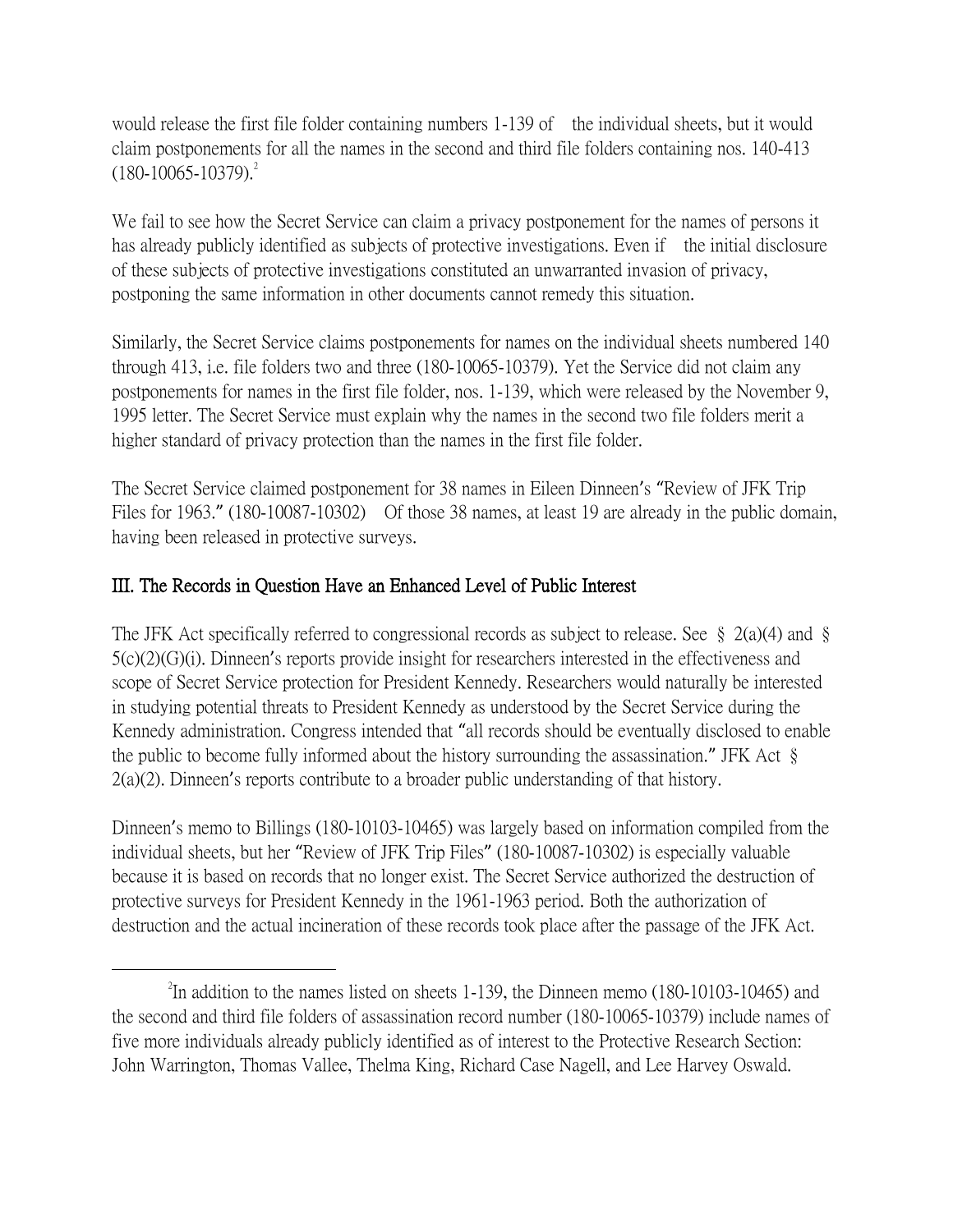would release the first file folder containing numbers 1-139 of the individual sheets, but it would claim postponements for all the names in the second and third file folders containing nos. 140-413 (180-10065-10379).[2]

We fail to see how the Secret Service can claim a privacy postponement for the names of persons it has already publicly identified as subjects of protective investigations. Even if the initial disclosure of these subjects of protective investigations constituted an unwarranted invasion of privacy, postponing the same information in other documents cannot remedy this situation.

Similarly, the Secret Service claims postponements for names on the individual sheets numbered 140 through 413, i.e. file folders two and three (180-10065-10379). Yet the Service did not claim any postponements for names in the first file folder, nos. 1-139, which were released by the November 9, 1995 letter. The Secret Service must explain why the names in the second two file folders merit a higher standard of privacy protection than the names in the first file folder.

The Secret Service claimed postponement for 38 names in Eileen Dinneen's "Review of JFK Trip Files for 1963." (180-10087-10302) Of those 38 names, at least 19 are already in the public domain, having been released in protective surveys.

## III. The Records in Question Have an Enhanced Level of Public Interest

The JFK Act specifically referred to congressional records as subject to release. See § 2(a)(4) and § 5(c)(2)(G)(i). Dinneen's reports provide insight for researchers interested in the effectiveness and scope of Secret Service protection for President Kennedy. Researchers would naturally be interested in studying potential threats to President Kennedy as understood by the Secret Service during the Kennedy administration. Congress intended that "all records should be eventually disclosed to enable the public to become fully informed about the history surrounding the assassination." JFK Act § 2(a)(2). Dinneen's reports contribute to a broader public understanding of that history.

Dinneen's memo to Billings (180-10103-10465) was largely based on information compiled from the individual sheets, but her "Review of JFK Trip Files" (180-10087-10302) is especially valuable because it is based on records that no longer exist. The Secret Service authorized the destruction of protective surveys for President Kennedy in the 1961-1963 period. Both the authorization of destruction and the actual incineration of these records took place after the passage of the JFK Act.

---

[2] In addition to the names listed on sheets 1-139, the Dinneen memo (180-10103-10465) and the second and third file folders of assassination record number (180-10065-10379) include names of five more individuals already publicly identified as of interest to the Protective Research Section: John Warrington, Thomas Vallee, Thelma King, Richard Case Nagell, and Lee Harvey Oswald.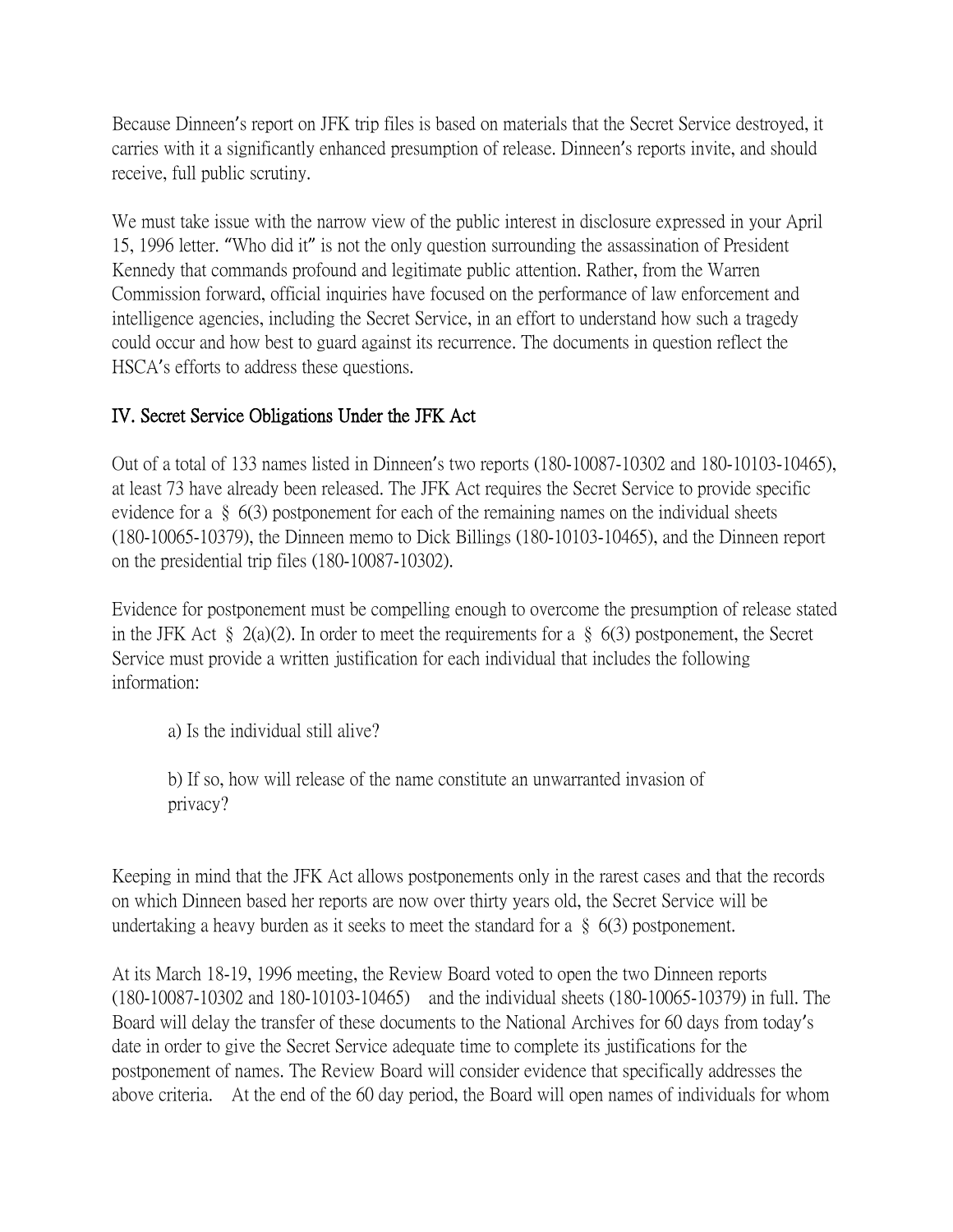Because Dinneen's report on JFK trip files is based on materials that the Secret Service destroyed, it carries with it a significantly enhanced presumption of release. Dinneen's reports invite, and should receive, full public scrutiny.

We must take issue with the narrow view of the public interest in disclosure expressed in your April 15, 1996 letter. "Who did it" is not the only question surrounding the assassination of President Kennedy that commands profound and legitimate public attention. Rather, from the Warren Commission forward, official inquiries have focused on the performance of law enforcement and intelligence agencies, including the Secret Service, in an effort to understand how such a tragedy could occur and how best to guard against its recurrence. The documents in question reflect the HSCA's efforts to address these questions.

## IV. Secret Service Obligations Under the JFK Act

Out of a total of 133 names listed in Dinneen's two reports (180-10087-10302 and 180-10103-10465), at least 73 have already been released. The JFK Act requires the Secret Service to provide specific evidence for a § 6(3) postponement for each of the remaining names on the individual sheets (180-10065-10379), the Dinneen memo to Dick Billings (180-10103-10465), and the Dinneen report on the presidential trip files (180-10087-10302).

Evidence for postponement must be compelling enough to overcome the presumption of release stated in the JFK Act § 2(a)(2). In order to meet the requirements for a § 6(3) postponement, the Secret Service must provide a written justification for each individual that includes the following information:

> a) Is the individual still alive?
>
> b) If so, how will release of the name constitute an unwarranted invasion of privacy?

Keeping in mind that the JFK Act allows postponements only in the rarest cases and that the records on which Dinneen based her reports are now over thirty years old, the Secret Service will be undertaking a heavy burden as it seeks to meet the standard for a § 6(3) postponement.

At its March 18-19, 1996 meeting, the Review Board voted to open the two Dinneen reports (180-10087-10302 and 180-10103-10465) and the individual sheets (180-10065-10379) in full. The Board will delay the transfer of these documents to the National Archives for 60 days from today's date in order to give the Secret Service adequate time to complete its justifications for the postponement of names. The Review Board will consider evidence that specifically addresses the above criteria. At the end of the 60 day period, the Board will open names of individuals for whom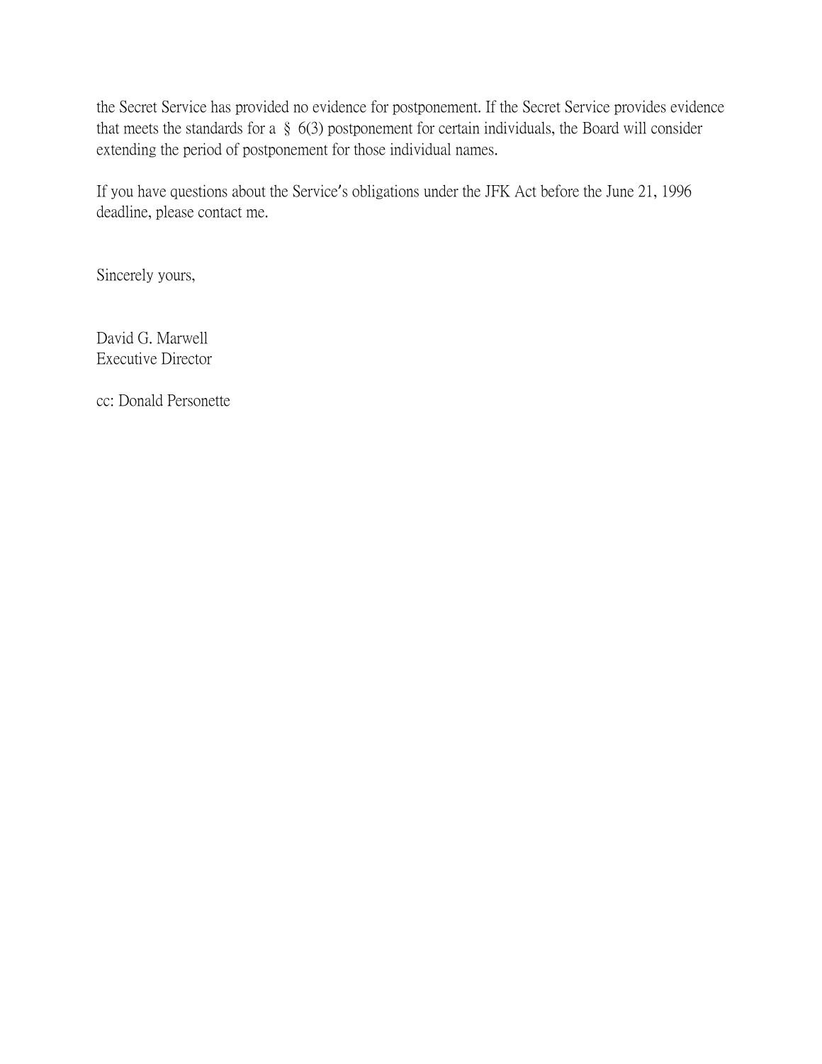the Secret Service has provided no evidence for postponement. If the Secret Service provides evidence that meets the standards for a § 6(3) postponement for certain individuals, the Board will consider extending the period of postponement for those individual names.

If you have questions about the Service's obligations under the JFK Act before the June 21, 1996 deadline, please contact me.

Sincerely yours,

David G. Marwell
Executive Director

cc: Donald Personette